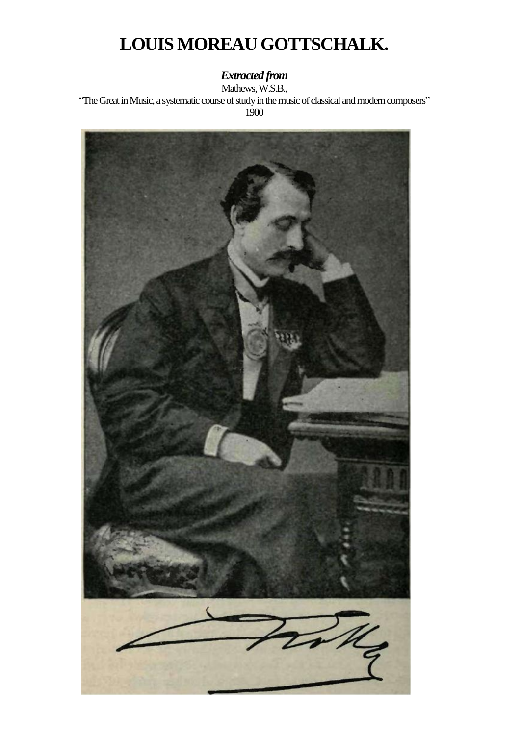# LOUIS MOREAU GOTTSCHALK.

***Extracted from***

Mathews, W.S.B.,

"The Great in Music, a systematic course of study in the music of classical and modern composers"

1900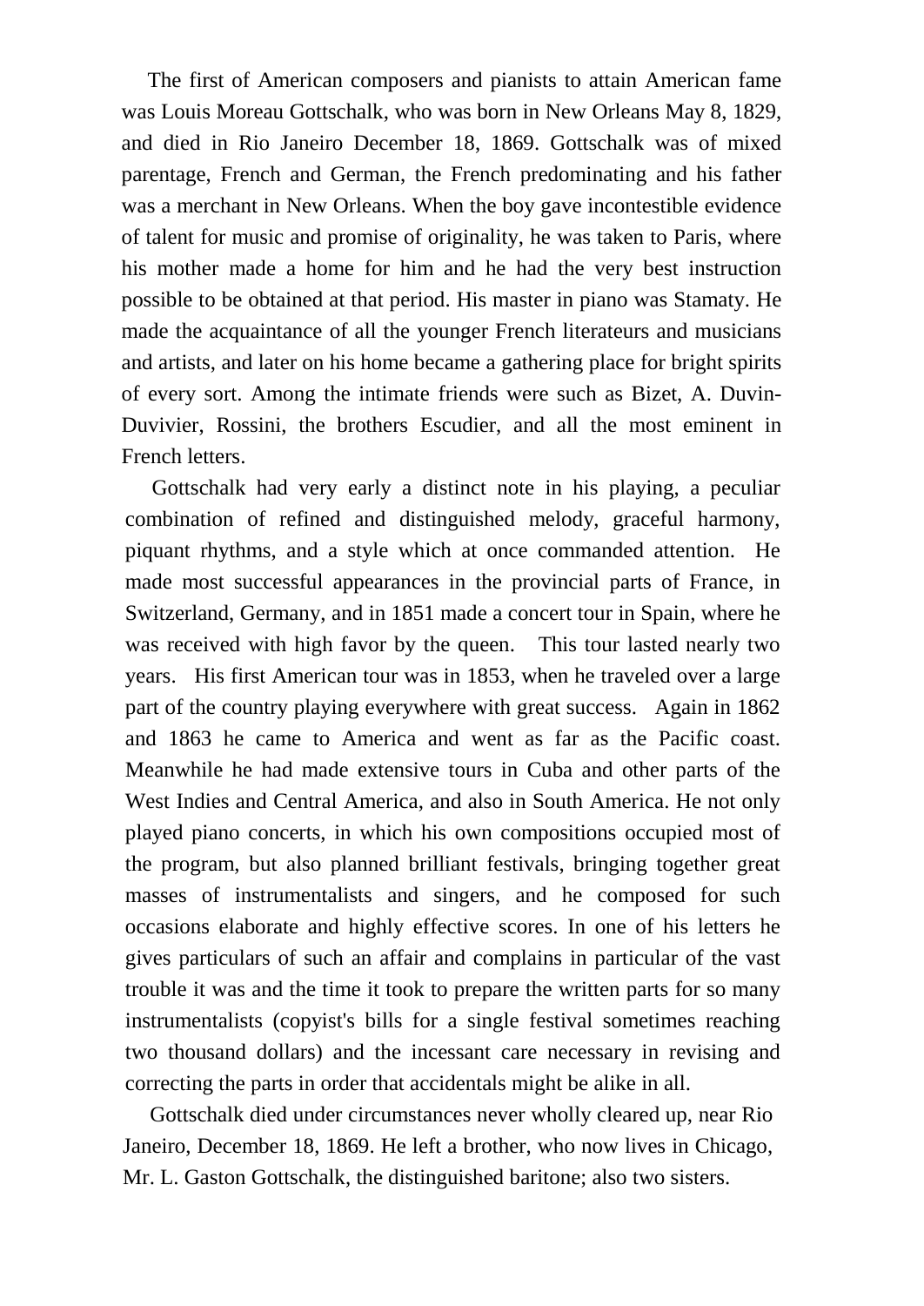The first of American composers and pianists to attain American fame was Louis Moreau Gottschalk, who was born in New Orleans May 8, 1829, and died in Rio Janeiro December 18, 1869. Gottschalk was of mixed parentage, French and German, the French predominating and his father was a merchant in New Orleans. When the boy gave incontestible evidence of talent for music and promise of originality, he was taken to Paris, where his mother made a home for him and he had the very best instruction possible to be obtained at that period. His master in piano was Stamaty. He made the acquaintance of all the younger French literateurs and musicians and artists, and later on his home became a gathering place for bright spirits of every sort. Among the intimate friends were such as Bizet, A. Duvin-Duvivier, Rossini, the brothers Escudier, and all the most eminent in French letters.

Gottschalk had very early a distinct note in his playing, a peculiar combination of refined and distinguished melody, graceful harmony, piquant rhythms, and a style which at once commanded attention. He made most successful appearances in the provincial parts of France, in Switzerland, Germany, and in 1851 made a concert tour in Spain, where he was received with high favor by the queen. This tour lasted nearly two years. His first American tour was in 1853, when he traveled over a large part of the country playing everywhere with great success. Again in 1862 and 1863 he came to America and went as far as the Pacific coast. Meanwhile he had made extensive tours in Cuba and other parts of the West Indies and Central America, and also in South America. He not only played piano concerts, in which his own compositions occupied most of the program, but also planned brilliant festivals, bringing together great masses of instrumentalists and singers, and he composed for such occasions elaborate and highly effective scores. In one of his letters he gives particulars of such an affair and complains in particular of the vast trouble it was and the time it took to prepare the written parts for so many instrumentalists (copyist's bills for a single festival sometimes reaching two thousand dollars) and the incessant care necessary in revising and correcting the parts in order that accidentals might be alike in all.

Gottschalk died under circumstances never wholly cleared up, near Rio Janeiro, December 18, 1869. He left a brother, who now lives in Chicago, Mr. L. Gaston Gottschalk, the distinguished baritone; also two sisters.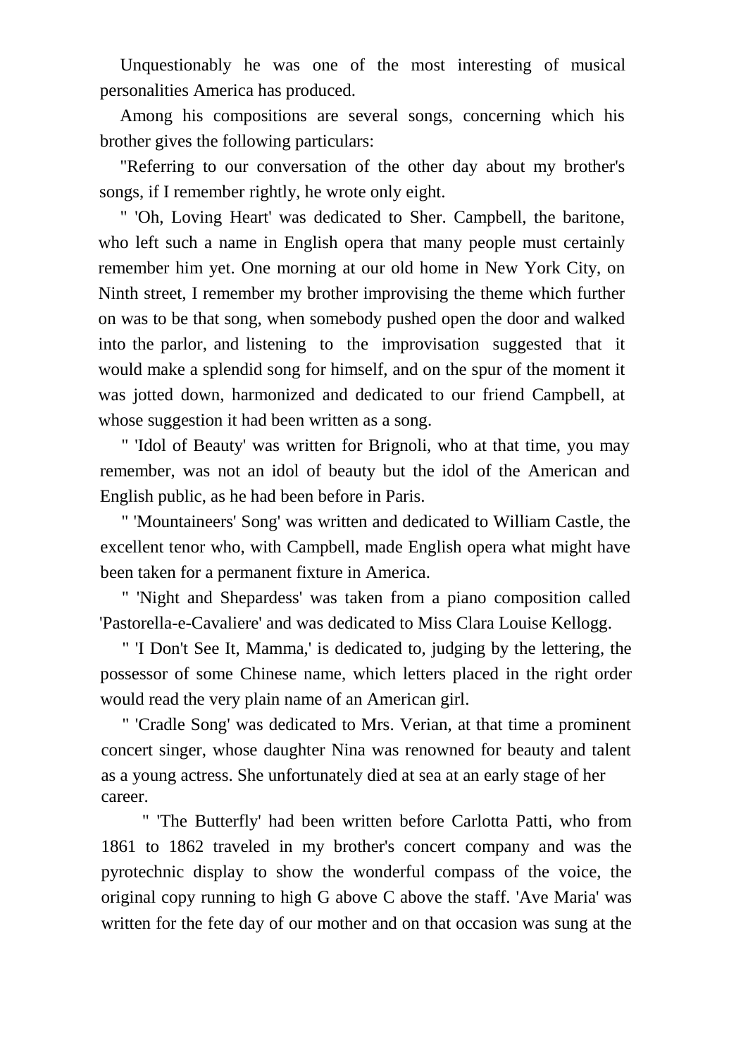Unquestionably he was one of the most interesting of musical personalities America has produced.

Among his compositions are several songs, concerning which his brother gives the following particulars:

"Referring to our conversation of the other day about my brother's songs, if I remember rightly, he wrote only eight.

" 'Oh, Loving Heart' was dedicated to Sher. Campbell, the baritone, who left such a name in English opera that many people must certainly remember him yet. One morning at our old home in New York City, on Ninth street, I remember my brother improvising the theme which further on was to be that song, when somebody pushed open the door and walked into the parlor, and listening to the improvisation suggested that it would make a splendid song for himself, and on the spur of the moment it was jotted down, harmonized and dedicated to our friend Campbell, at whose suggestion it had been written as a song.

" 'Idol of Beauty' was written for Brignoli, who at that time, you may remember, was not an idol of beauty but the idol of the American and English public, as he had been before in Paris.

" 'Mountaineers' Song' was written and dedicated to William Castle, the excellent tenor who, with Campbell, made English opera what might have been taken for a permanent fixture in America.

" 'Night and Shepardess' was taken from a piano composition called 'Pastorella-e-Cavaliere' and was dedicated to Miss Clara Louise Kellogg.

" 'I Don't See It, Mamma,' is dedicated to, judging by the lettering, the possessor of some Chinese name, which letters placed in the right order would read the very plain name of an American girl.

" 'Cradle Song' was dedicated to Mrs. Verian, at that time a prominent concert singer, whose daughter Nina was renowned for beauty and talent as a young actress. She unfortunately died at sea at an early stage of her career.

" 'The Butterfly' had been written before Carlotta Patti, who from 1861 to 1862 traveled in my brother's concert company and was the pyrotechnic display to show the wonderful compass of the voice, the original copy running to high G above C above the staff. 'Ave Maria' was written for the fete day of our mother and on that occasion was sung at the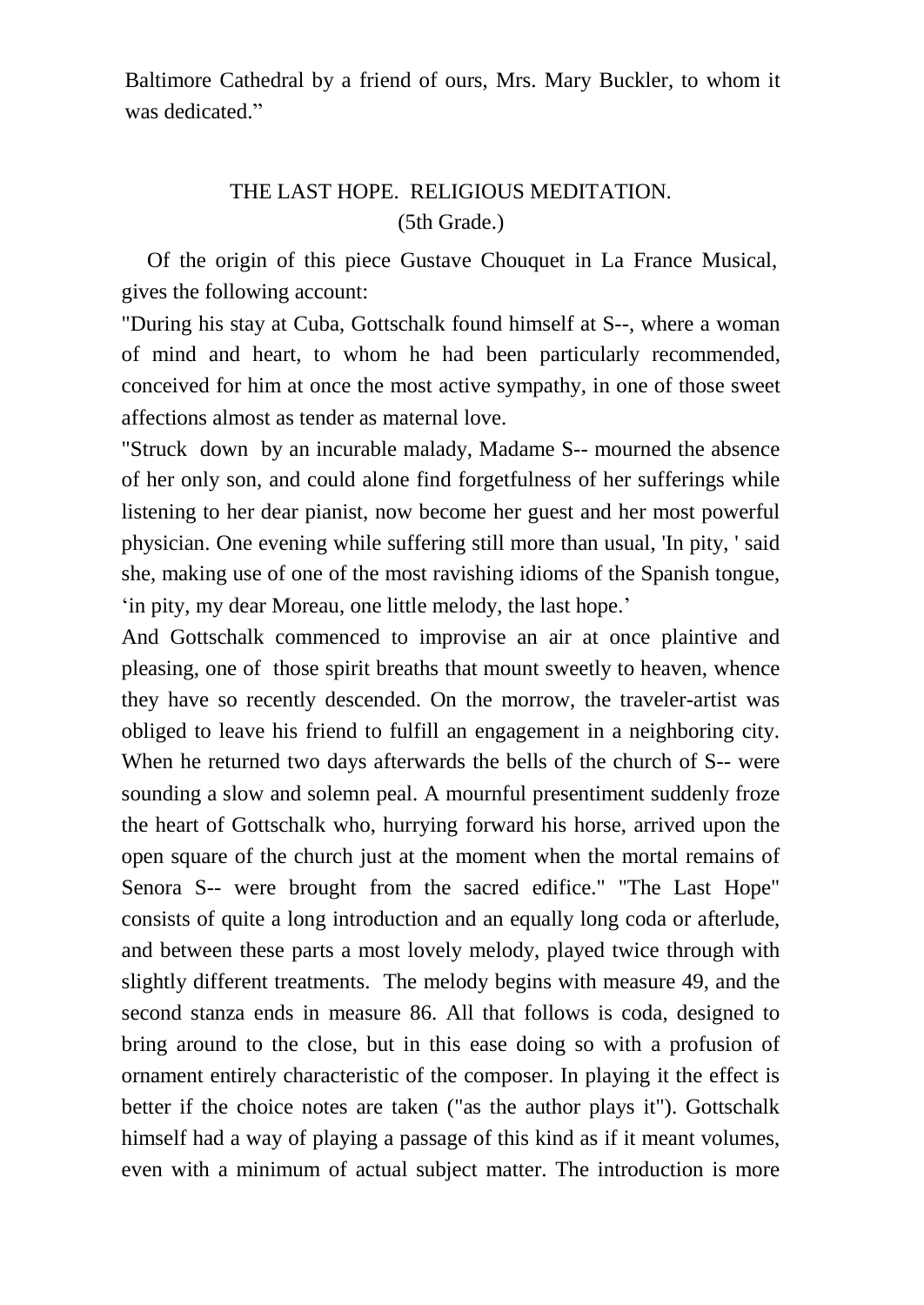Baltimore Cathedral by a friend of ours, Mrs. Mary Buckler, to whom it was dedicated."

## THE LAST HOPE. RELIGIOUS MEDITATION.
(5th Grade.)

Of the origin of this piece Gustave Chouquet in La France Musical, gives the following account:

"During his stay at Cuba, Gottschalk found himself at S--, where a woman of mind and heart, to whom he had been particularly recommended, conceived for him at once the most active sympathy, in one of those sweet affections almost as tender as maternal love.

"Struck down by an incurable malady, Madame S-- mourned the absence of her only son, and could alone find forgetfulness of her sufferings while listening to her dear pianist, now become her guest and her most powerful physician. One evening while suffering still more than usual, 'In pity, ' said she, making use of one of the most ravishing idioms of the Spanish tongue, 'in pity, my dear Moreau, one little melody, the last hope.'

And Gottschalk commenced to improvise an air at once plaintive and pleasing, one of those spirit breaths that mount sweetly to heaven, whence they have so recently descended. On the morrow, the traveler-artist was obliged to leave his friend to fulfill an engagement in a neighboring city. When he returned two days afterwards the bells of the church of S-- were sounding a slow and solemn peal. A mournful presentiment suddenly froze the heart of Gottschalk who, hurrying forward his horse, arrived upon the open square of the church just at the moment when the mortal remains of Senora S-- were brought from the sacred edifice." "The Last Hope" consists of quite a long introduction and an equally long coda or afterlude, and between these parts a most lovely melody, played twice through with slightly different treatments. The melody begins with measure 49, and the second stanza ends in measure 86. All that follows is coda, designed to bring around to the close, but in this ease doing so with a profusion of ornament entirely characteristic of the composer. In playing it the effect is better if the choice notes are taken ("as the author plays it"). Gottschalk himself had a way of playing a passage of this kind as if it meant volumes, even with a minimum of actual subject matter. The introduction is more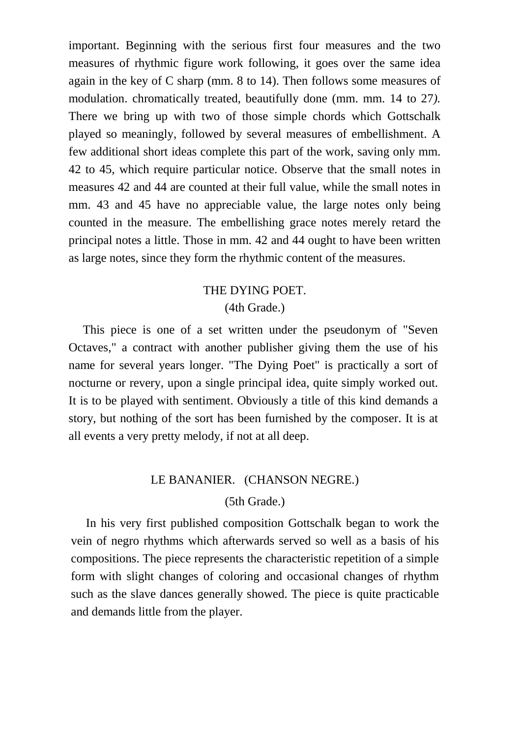important. Beginning with the serious first four measures and the two measures of rhythmic figure work following, it goes over the same idea again in the key of C sharp (mm. 8 to 14). Then follows some measures of modulation. chromatically treated, beautifully done (mm. mm. 14 to 27). There we bring up with two of those simple chords which Gottschalk played so meaningly, followed by several measures of embellishment. A few additional short ideas complete this part of the work, saving only mm. 42 to 45, which require particular notice. Observe that the small notes in measures 42 and 44 are counted at their full value, while the small notes in mm. 43 and 45 have no appreciable value, the large notes only being counted in the measure. The embellishing grace notes merely retard the principal notes a little. Those in mm. 42 and 44 ought to have been written as large notes, since they form the rhythmic content of the measures.

## THE DYING POET.
### (4th Grade.)

This piece is one of a set written under the pseudonym of "Seven Octaves," a contract with another publisher giving them the use of his name for several years longer. "The Dying Poet" is practically a sort of nocturne or revery, upon a single principal idea, quite simply worked out. It is to be played with sentiment. Obviously a title of this kind demands a story, but nothing of the sort has been furnished by the composer. It is at all events a very pretty melody, if not at all deep.

## LE BANANIER. (CHANSON NEGRE.)
### (5th Grade.)

In his very first published composition Gottschalk began to work the vein of negro rhythms which afterwards served so well as a basis of his compositions. The piece represents the characteristic repetition of a simple form with slight changes of coloring and occasional changes of rhythm such as the slave dances generally showed. The piece is quite practicable and demands little from the player.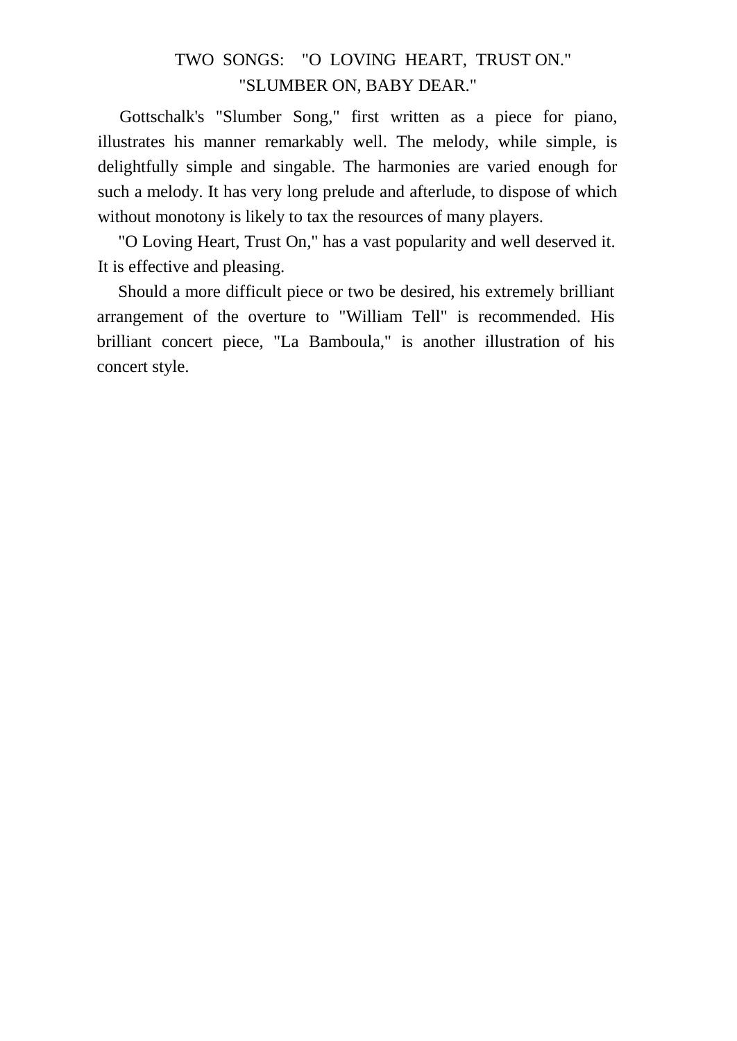## TWO SONGS: "O LOVING HEART, TRUST ON." "SLUMBER ON, BABY DEAR."

Gottschalk's "Slumber Song," first written as a piece for piano, illustrates his manner remarkably well. The melody, while simple, is delightfully simple and singable. The harmonies are varied enough for such a melody. It has very long prelude and afterlude, to dispose of which without monotony is likely to tax the resources of many players.

"O Loving Heart, Trust On," has a vast popularity and well deserved it. It is effective and pleasing.

Should a more difficult piece or two be desired, his extremely brilliant arrangement of the overture to "William Tell" is recommended. His brilliant concert piece, "La Bamboula," is another illustration of his concert style.